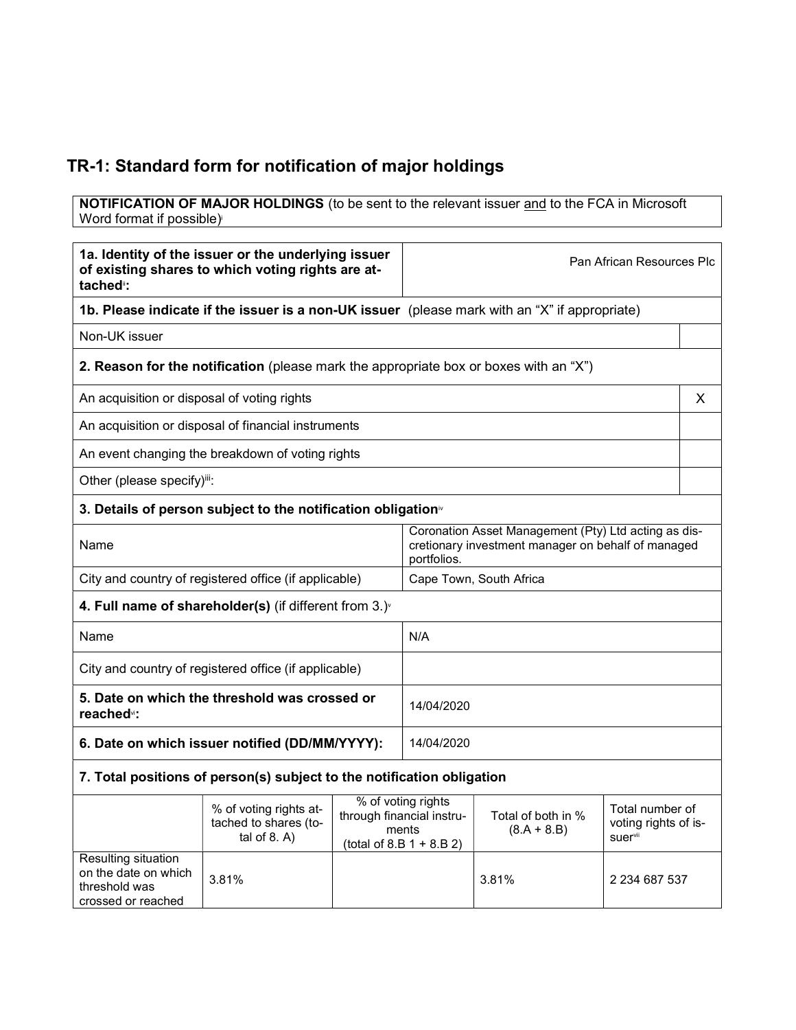# TR-1: Standard form for notification of major holdings

**NOTIFICATION OF MAJOR HOLDINGS** (to be sent to the relevant issuer and to the FCA in Microsoft Word format if possible)[i]

| | |
|---|---|
| **1a. Identity of the issuer or the underlying issuer of existing shares to which voting rights are attached**[ii]**:** | Pan African Resources Plc |

**1b. Please indicate if the issuer is a non-UK issuer** (please mark with an "X" if appropriate)

| | |
|---|---|
| Non-UK issuer | |

**2. Reason for the notification** (please mark the appropriate box or boxes with an "X")

| | |
|---|---|
| An acquisition or disposal of voting rights | X |
| An acquisition or disposal of financial instruments | |
| An event changing the breakdown of voting rights | |
| Other (please specify)[iii]: | |

**3. Details of person subject to the notification obligation**[iv]

| | |
|---|---|
| Name | Coronation Asset Management (Pty) Ltd acting as discretionary investment manager on behalf of managed portfolios. |
| City and country of registered office (if applicable) | Cape Town, South Africa |

**4. Full name of shareholder(s)** (if different from 3.)[v]

| | |
|---|---|
| Name | N/A |
| City and country of registered office (if applicable) | |

| | |
|---|---|
| **5. Date on which the threshold was crossed or reached**[vi]**:** | 14/04/2020 |
| **6. Date on which issuer notified (DD/MM/YYYY):** | 14/04/2020 |

**7. Total positions of person(s) subject to the notification obligation**

| | % of voting rights attached to shares (total of 8. A) | % of voting rights through financial instruments (total of 8.B 1 + 8.B 2) | Total of both in % (8.A + 8.B) | Total number of voting rights of issuer[vii] |
|---|---|---|---|---|
| Resulting situation on the date on which threshold was crossed or reached | 3.81% | | 3.81% | 2 234 687 537 |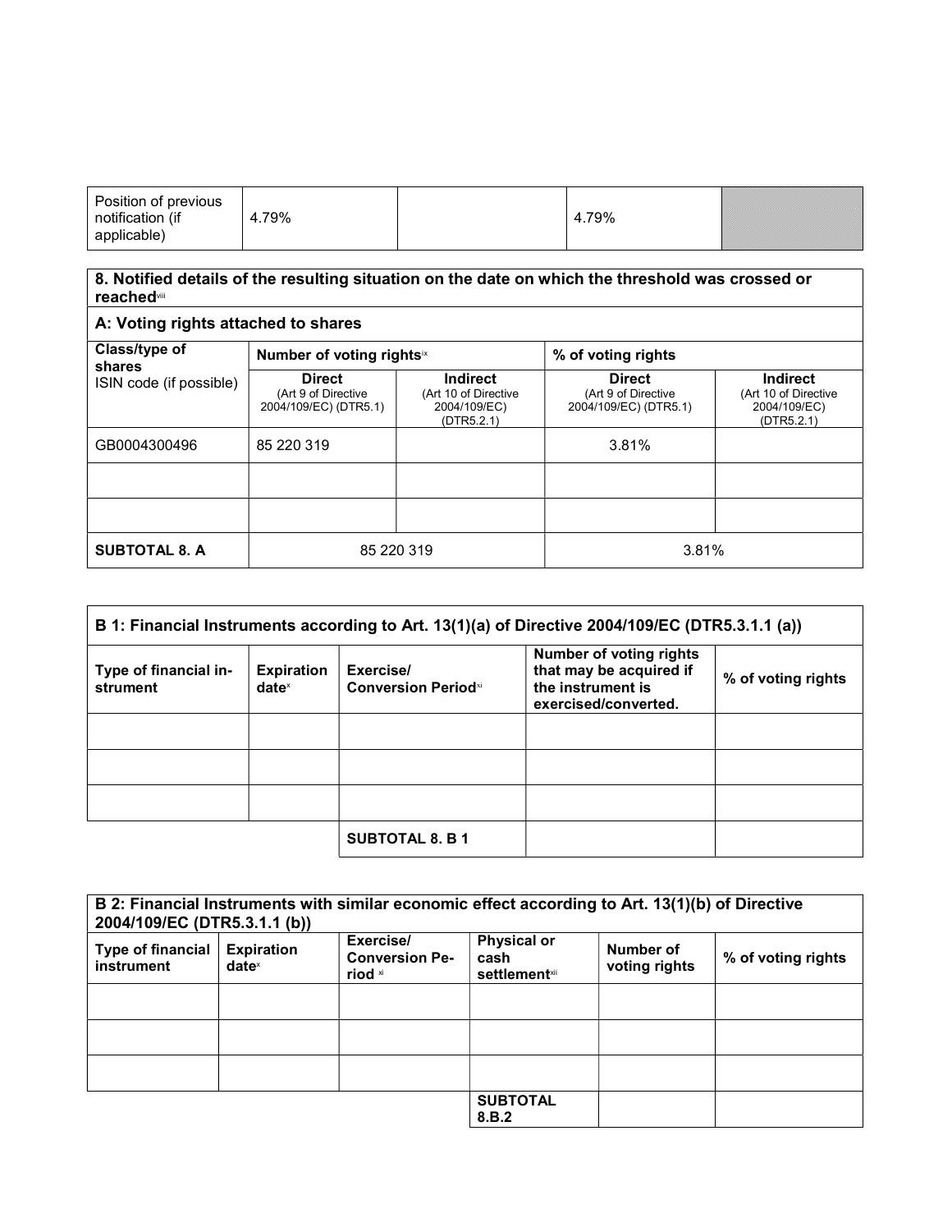| Position of previous notification (if applicable) | 4.79% | | 4.79% | |
|---|---|---|---|---|

| 8. Notified details of the resulting situation on the date on which the threshold was crossed or reached[viii] | | | | |
|---|---|---|---|---|
| **A: Voting rights attached to shares** | | | | |
| **Class/type of shares** ISIN code (if possible) | **Number of voting rights**[ix] | | **% of voting rights** | |
| | **Direct** (Art 9 of Directive 2004/109/EC) (DTR5.1) | **Indirect** (Art 10 of Directive 2004/109/EC) (DTR5.2.1) | **Direct** (Art 9 of Directive 2004/109/EC) (DTR5.1) | **Indirect** (Art 10 of Directive 2004/109/EC) (DTR5.2.1) |
| GB0004300496 | 85 220 319 | | 3.81% | |
| | | | | |
| | | | | |
| **SUBTOTAL 8. A** | 85 220 319 | | 3.81% | |

| B 1: Financial Instruments according to Art. 13(1)(a) of Directive 2004/109/EC (DTR5.3.1.1 (a)) | | | | |
|---|---|---|---|---|
| **Type of financial instrument** | **Expiration date**[x] | **Exercise/ Conversion Period**[xi] | **Number of voting rights that may be acquired if the instrument is exercised/converted.** | **% of voting rights** |
| | | | | |
| | | | | |
| | | | | |
| | | **SUBTOTAL 8. B 1** | | |

| B 2: Financial Instruments with similar economic effect according to Art. 13(1)(b) of Directive 2004/109/EC (DTR5.3.1.1 (b)) | | | | | |
|---|---|---|---|---|---|
| **Type of financial instrument** | **Expiration date**[x] | **Exercise/ Conversion Period**[xi] | **Physical or cash settlement**[xii] | **Number of voting rights** | **% of voting rights** |
| | | | | | |
| | | | | | |
| | | | | | |
| | | | **SUBTOTAL 8.B.2** | | |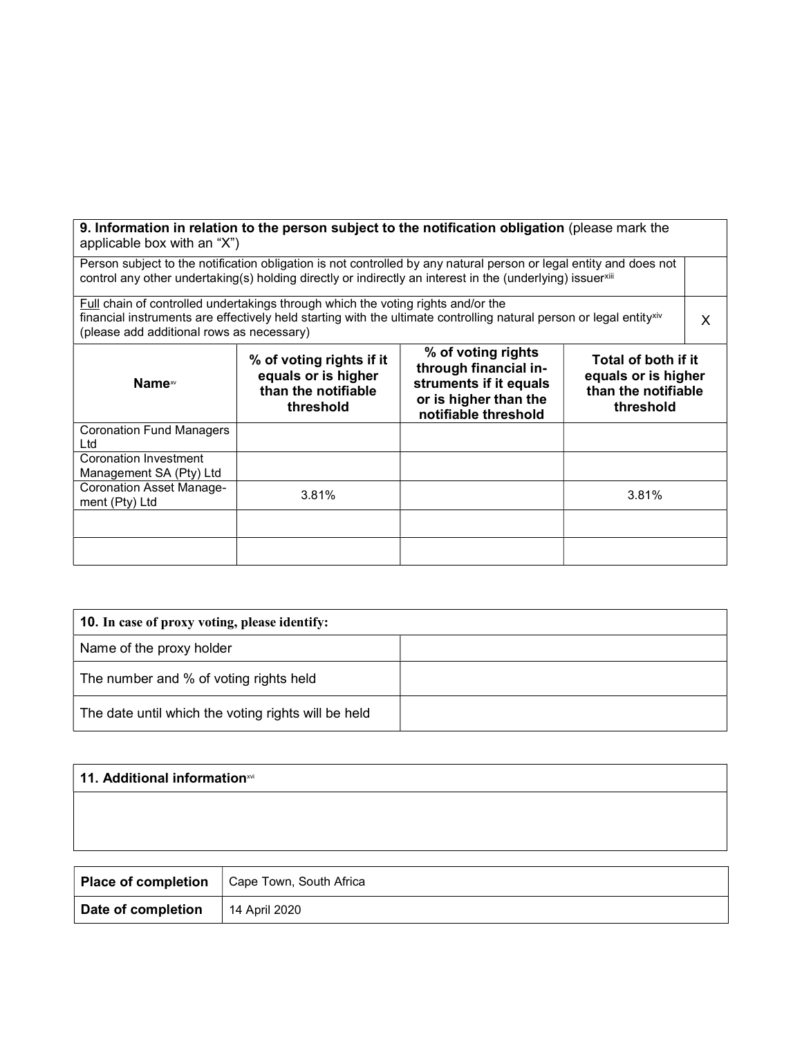| **9. Information in relation to the person subject to the notification obligation** (please mark the applicable box with an "X") | |
|---|---|
| Person subject to the notification obligation is not controlled by any natural person or legal entity and does not control any other undertaking(s) holding directly or indirectly an interest in the (underlying) issuer[xiii] | |
| Full chain of controlled undertakings through which the voting rights and/or the financial instruments are effectively held starting with the ultimate controlling natural person or legal entity[xiv] (please add additional rows as necessary) | X |

| Name[xv] | % of voting rights if it equals or is higher than the notifiable threshold | % of voting rights through financial instruments if it equals or is higher than the notifiable threshold | Total of both if it equals or is higher than the notifiable threshold |
|---|---|---|---|
| Coronation Fund Managers Ltd | | | |
| Coronation Investment Management SA (Pty) Ltd | | | |
| Coronation Asset Management (Pty) Ltd | 3.81% | | 3.81% |
| | | | |
| | | | |

| **10.** In case of proxy voting, please identify: | |
|---|---|
| Name of the proxy holder | |
| The number and % of voting rights held | |
| The date until which the voting rights will be held | |

**11. Additional information**[xvi]

| | |
|---|---|
| **Place of completion** | Cape Town, South Africa |
| **Date of completion** | 14 April 2020 |